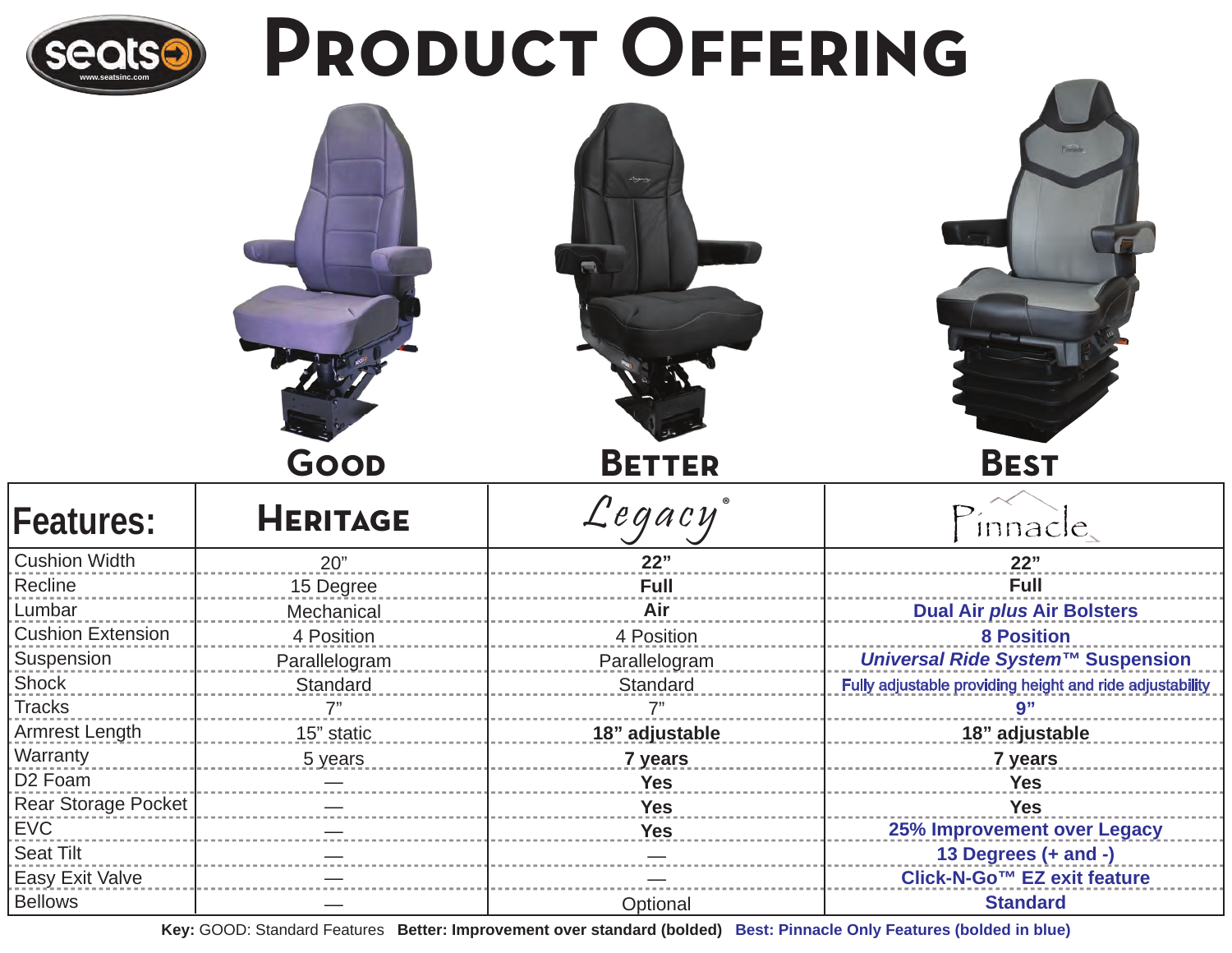seats www.seatsinc.com

# Product Offering

| | Good | Better | Best |
|---|---|---|---|
| **Features:** | **Heritage** | *Legacy*® | Pinnacle |
| Cushion Width | 20" | **22"** | **22"** |
| Recline | 15 Degree | **Full** | **Full** |
| Lumbar | Mechanical | **Air** | **Dual Air *plus* Air Bolsters** |
| Cushion Extension | 4 Position | 4 Position | **8 Position** |
| Suspension | Parallelogram | Parallelogram | ***Universal Ride System™* Suspension** |
| Shock | Standard | Standard | Fully adjustable providing height and ride adjustability |
| Tracks | 7" | 7" | **9"** |
| Armrest Length | 15" static | **18" adjustable** | **18" adjustable** |
| Warranty | 5 years | **7 years** | **7 years** |
| D2 Foam | — | **Yes** | **Yes** |
| Rear Storage Pocket | — | **Yes** | **Yes** |
| EVC | — | **Yes** | **25% Improvement over Legacy** |
| Seat Tilt | — | — | **13 Degrees (+ and -)** |
| Easy Exit Valve | — | — | **Click-N-Go™ EZ exit feature** |
| Bellows | — | Optional | **Standard** |

**Key:** GOOD: Standard Features **Better: Improvement over standard (bolded)** **Best: Pinnacle Only Features (bolded in blue)**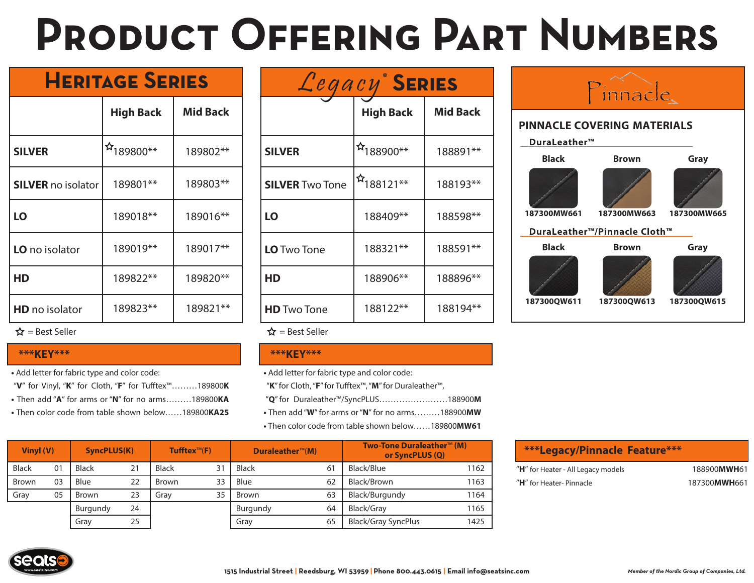# Product Offering Part Numbers

## Heritage Series

| | High Back | Mid Back |
|---|---|---|
| **SILVER** | ☆189800** | 189802** |
| **SILVER** no isolator | 189801** | 189803** |
| **LO** | 189018** | 189016** |
| **LO** no isolator | 189019** | 189017** |
| **HD** | 189822** | 189820** |
| **HD** no isolator | 189823** | 189821** |

☆ = Best Seller

**\*\*\*KEY\*\*\***

- Add letter for fabric type and color code:
  "**V**" for Vinyl, "**K**" for Cloth, "**F**" for Tufftex™.........189800**K**
- Then add "**A**" for arms or "**N**" for no arms.........189800**KA**
- Then color code from table shown below......189800**KA25**

## Legacy® Series

| | High Back | Mid Back |
|---|---|---|
| **SILVER** | ☆188900** | 188891** |
| **SILVER** Two Tone | ☆188121** | 188193** |
| **LO** | 188409** | 188598** |
| **LO** Two Tone | 188321** | 188591** |
| **HD** | 188906** | 188896** |
| **HD** Two Tone | 188122** | 188194** |

☆ = Best Seller

**\*\*\*KEY\*\*\***

- Add letter for fabric type and color code:
  "**K**" for Cloth, "**F**" for Tufftex™, "**M**" for Duraleather™,
  "**Q**" for Duraleather™/SyncPLUS........................188900**M**
- Then add "**W**" for arms or "**N**" for no arms.........188900**MW**
- Then color code from table shown below......189800**MW61**

## Pinnacle

### PINNACLE COVERING MATERIALS

**DuraLeather™**

| Black | Brown | Gray |
|---|---|---|
| 187300MW661 | 187300MW663 | 187300MW665 |

**DuraLeather™/Pinnacle Cloth™**

| Black | Brown | Gray |
|---|---|---|
| 187300QW611 | 187300QW613 | 187300QW615 |

## Color Codes

| Vinyl (V) | | SyncPLUS(K) | | Tufftex™(F) | | Duraleather™(M) | | Two-Tone Duraleather™ (M) or SyncPLUS (Q) | |
|---|---|---|---|---|---|---|---|---|---|
| Black | 01 | Black | 21 | Black | 31 | Black | 61 | Black/Blue | 1162 |
| Brown | 03 | Blue | 22 | Brown | 33 | Blue | 62 | Black/Brown | 1163 |
| Gray | 05 | Brown | 23 | Gray | 35 | Brown | 63 | Black/Burgundy | 1164 |
| | | Burgundy | 24 | | | Burgundy | 64 | Black/Gray | 1165 |
| | | Gray | 25 | | | Gray | 65 | Black/Gray SyncPlus | 1425 |

**\*\*\*Legacy/Pinnacle Feature\*\*\***

| | |
|---|---|
| "**H**" for Heater - All Legacy models | 188900**MWH**61 |
| "**H**" for Heater- Pinnacle | 187300**MWH**661 |

1515 Industrial Street | Reedsburg, WI 53959 | Phone 800.443.0615 | Email info@seatsinc.com

*Member of the Nordic Group of Companies, Ltd.*